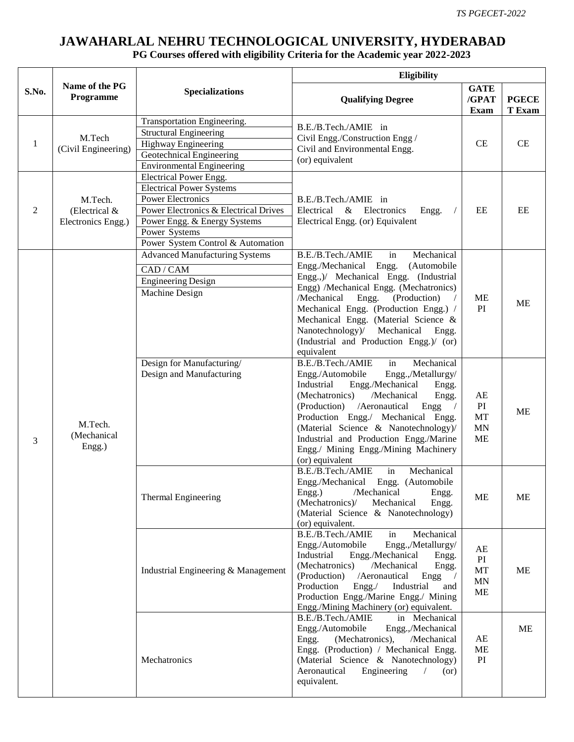# JAWAHARLAL NEHRU TECHNOLOGICAL UNIVERSITY, HYDERABAD

## PG Courses offered with eligibility Criteria for the Academic year 2022-2023

| S.No. | Name of the PG Programme | Specializations | Eligibility | | |
|---|---|---|---|---|---|
| | | | Qualifying Degree | GATE /GPAT Exam | PGECET Exam |
| 1 | M.Tech (Civil Engineering) | Transportation Engineering.<br>Structural Engineering<br>Highway Engineering<br>Geotechnical Engineering<br>Environmental Engineering | B.E./B.Tech./AMIE in Civil Engg./Construction Engg / Civil and Environmental Engg. (or) equivalent | CE | CE |
| 2 | M.Tech. (Electrical & Electronics Engg.) | Electrical Power Engg.<br>Electrical Power Systems<br>Power Electronics<br>Power Electronics & Electrical Drives<br>Power Engg. & Energy Systems<br>Power Systems<br>Power System Control & Automation | B.E./B.Tech./AMIE in Electrical & Electronics Engg. / Electrical Engg. (or) Equivalent | EE | EE |
| 3 | M.Tech. (Mechanical Engg.) | Advanced Manufacturing Systems<br>CAD / CAM<br>Engineering Design<br>Machine Design | B.E./B.Tech./AMIE in Mechanical Engg./Mechanical Engg. (Automobile Engg.,)/ Mechanical Engg. (Industrial Engg) /Mechanical Engg. (Mechatronics) /Mechanical Engg. (Production) / Mechanical Engg. (Production Engg.) / Mechanical Engg. (Material Science & Nanotechnology)/ Mechanical Engg. (Industrial and Production Engg.)/ (or) equivalent | ME<br>PI | ME |
| | | Design for Manufacturing/ Design and Manufacturing | B.E./B.Tech./AMIE in Mechanical Engg./Automobile Engg.,/Metallurgy/ Industrial Engg./Mechanical Engg. (Mechatronics) /Mechanical Engg. (Production) /Aeronautical Engg / Production Engg./ Mechanical Engg. (Material Science & Nanotechnology)/ Industrial and Production Engg./Marine Engg./ Mining Engg./Mining Machinery (or) equivalent | AE<br>PI<br>MT<br>MN<br>ME | ME |
| | | Thermal Engineering | B.E./B.Tech./AMIE in Mechanical Engg./Mechanical Engg. (Automobile Engg.) /Mechanical Engg. (Mechatronics)/ Mechanical Engg. (Material Science & Nanotechnology) (or) equivalent. | ME | ME |
| | | Industrial Engineering & Management | B.E./B.Tech./AMIE in Mechanical Engg./Automobile Engg.,/Metallurgy/ Industrial Engg./Mechanical Engg. (Mechatronics) /Mechanical Engg. (Production) /Aeronautical Engg / Production Engg./ Industrial and Production Engg./Marine Engg./ Mining Engg./Mining Machinery (or) equivalent. | AE<br>PI<br>MT<br>MN<br>ME | ME |
| | | Mechatronics | B.E./B.Tech./AMIE in Mechanical Engg./Automobile Engg.,/Mechanical Engg. (Mechatronics), /Mechanical Engg. (Production) / Mechanical Engg. (Material Science & Nanotechnology) Aeronautical Engineering / (or) equivalent. | AE<br>ME<br>PI | ME |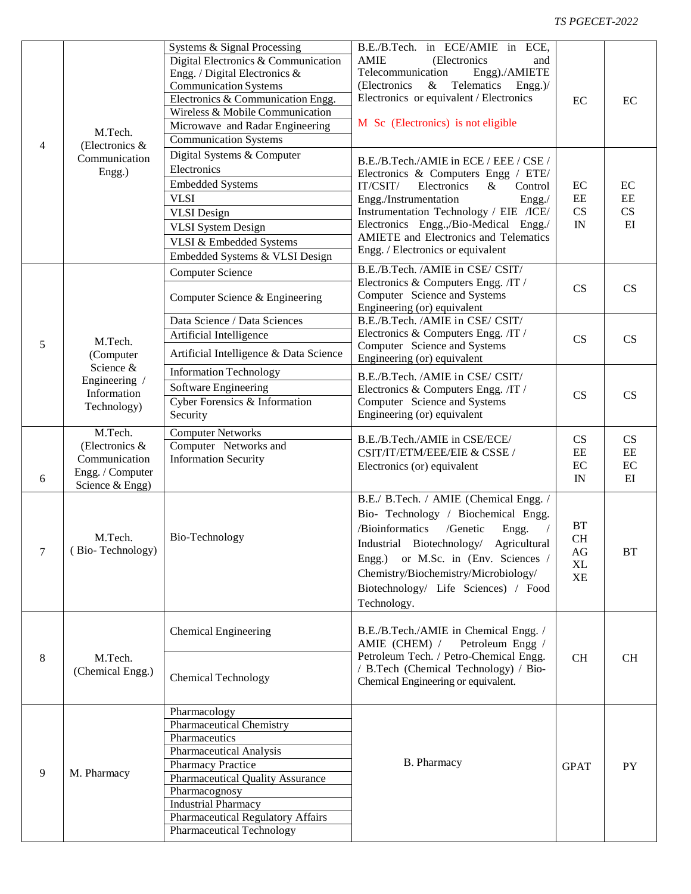| 4 | M.Tech. (Electronics & Communication Engg.) | Systems & Signal Processing<br>Digital Electronics & Communication Engg. / Digital Electronics & Communication Systems<br>Electronics & Communication Engg.<br>Wireless & Mobile Communication<br>Microwave and Radar Engineering<br>Communication Systems | B.E./B.Tech. in ECE/AMIE in ECE, AMIE (Electronics and Telecommunication Engg)./AMIETE (Electronics & Telematics Engg.)/ Electronics or equivalent / Electronics<br><br>M Sc (Electronics) is not eligible | EC | EC |
|---|---|---|---|---|---|
| | | Digital Systems & Computer Electronics<br>Embedded Systems<br>VLSI<br>VLSI Design<br>VLSI System Design<br>VLSI & Embedded Systems<br>Embedded Systems & VLSI Design | B.E./B.Tech./AMIE in ECE / EEE / CSE / Electronics & Computers Engg / ETE/ IT/CSIT/ Electronics & Control Engg./Instrumentation Engg./ Instrumentation Technology / EIE /ICE/ Electronics Engg.,/Bio-Medical Engg./ AMIETE and Electronics and Telematics Engg. / Electronics or equivalent | EC<br>EE<br>CS<br>IN | EC<br>EE<br>CS<br>EI |
| 5 | M.Tech. (Computer Science & Engineering / Information Technology) | Computer Science<br>Computer Science & Engineering | B.E./B.Tech. /AMIE in CSE/ CSIT/ Electronics & Computers Engg. /IT / Computer Science and Systems Engineering (or) equivalent | CS | CS |
| | | Data Science / Data Sciences<br>Artificial Intelligence<br>Artificial Intelligence & Data Science | B.E./B.Tech. /AMIE in CSE/ CSIT/ Electronics & Computers Engg. /IT / Computer Science and Systems Engineering (or) equivalent | CS | CS |
| | | Information Technology<br>Software Engineering<br>Cyber Forensics & Information Security | B.E./B.Tech. /AMIE in CSE/ CSIT/ Electronics & Computers Engg. /IT / Computer Science and Systems Engineering (or) equivalent | CS | CS |
| 6 | M.Tech. (Electronics & Communication Engg. / Computer Science & Engg) | Computer Networks<br>Computer Networks and Information Security | B.E./B.Tech./AMIE in CSE/ECE/ CSIT/IT/ETM/EEE/EIE & CSSE / Electronics (or) equivalent | CS<br>EE<br>EC<br>IN | CS<br>EE<br>EC<br>EI |
| 7 | M.Tech. ( Bio- Technology) | Bio-Technology | B.E./ B.Tech. / AMIE (Chemical Engg. / Bio- Technology / Biochemical Engg. /Bioinformatics /Genetic Engg. / Industrial Biotechnology/ Agricultural Engg.) or M.Sc. in (Env. Sciences / Chemistry/Biochemistry/Microbiology/ Biotechnology/ Life Sciences) / Food Technology. | BT<br>CH<br>AG<br>XL<br>XE | BT |
| 8 | M.Tech. (Chemical Engg.) | Chemical Engineering<br>Chemical Technology | B.E./B.Tech./AMIE in Chemical Engg. / AMIE (CHEM) / Petroleum Engg / Petroleum Tech. / Petro-Chemical Engg. / B.Tech (Chemical Technology) / Bio-Chemical Engineering or equivalent. | CH | CH |
| 9 | M. Pharmacy | Pharmacology<br>Pharmaceutical Chemistry<br>Pharmaceutics<br>Pharmaceutical Analysis<br>Pharmacy Practice<br>Pharmaceutical Quality Assurance<br>Pharmacognosy<br>Industrial Pharmacy<br>Pharmaceutical Regulatory Affairs<br>Pharmaceutical Technology | B. Pharmacy | GPAT | PY |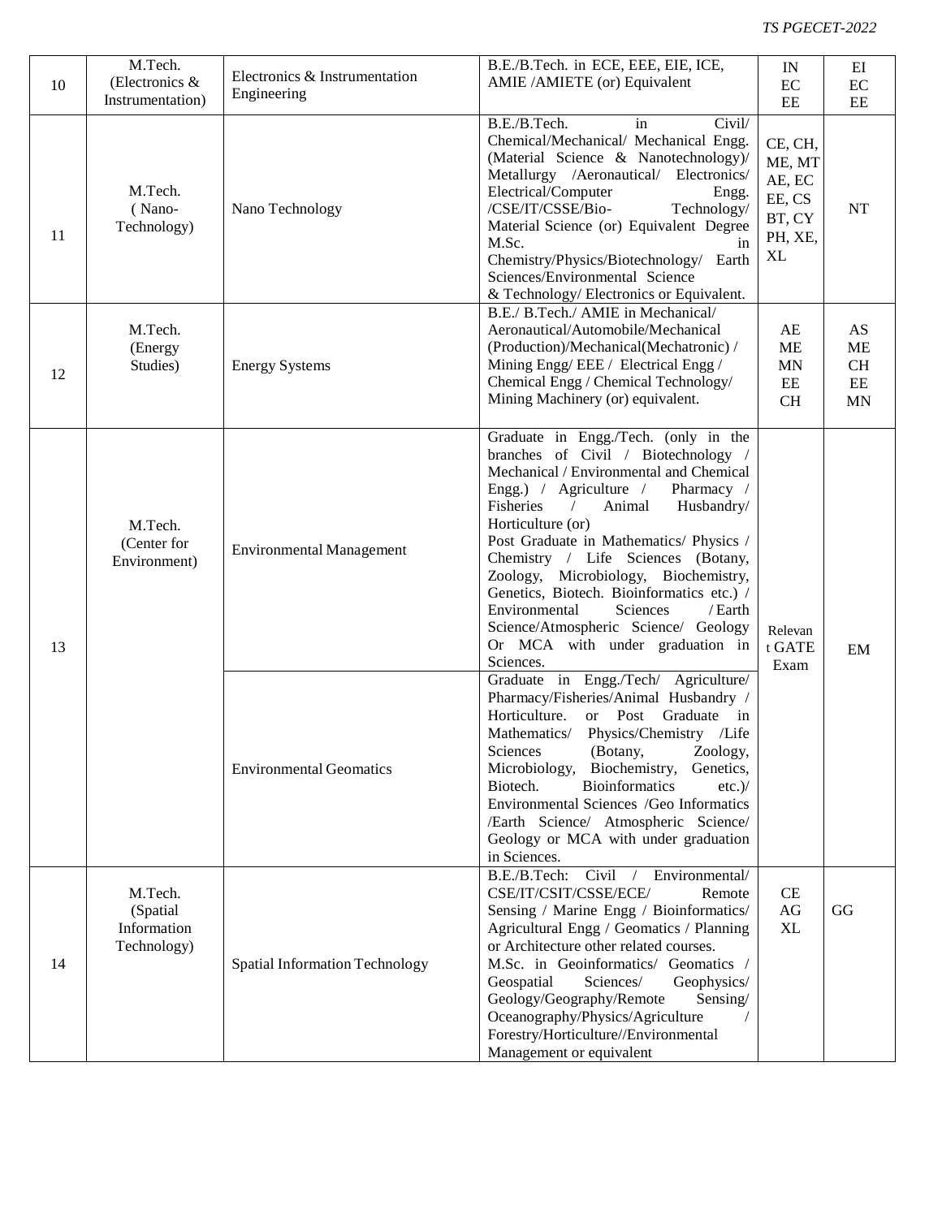| 10 | M.Tech. (Electronics & Instrumentation) | Electronics & Instrumentation Engineering | B.E./B.Tech. in ECE, EEE, EIE, ICE, AMIE /AMIETE (or) Equivalent | IN EC EE | EI EC EE |
|---|---|---|---|---|---|
| 11 | M.Tech. ( Nano-Technology) | Nano Technology | B.E./B.Tech. in Civil/ Chemical/Mechanical/ Mechanical Engg. (Material Science & Nanotechnology)/ Metallurgy /Aeronautical/ Electronics/ Electrical/Computer Engg. /CSE/IT/CSSE/Bio- Technology/ Material Science (or) Equivalent Degree M.Sc. in Chemistry/Physics/Biotechnology/ Earth Sciences/Environmental Science & Technology/ Electronics or Equivalent. | CE, CH, ME, MT AE, EC EE, CS BT, CY PH, XE, XL | NT |
| 12 | M.Tech. (Energy Studies) | Energy Systems | B.E./ B.Tech./ AMIE in Mechanical/ Aeronautical/Automobile/Mechanical (Production)/Mechanical(Mechatronic) / Mining Engg/ EEE / Electrical Engg / Chemical Engg / Chemical Technology/ Mining Machinery (or) equivalent. | AE ME MN EE CH | AS ME CH EE MN |
| 13 | M.Tech. (Center for Environment) | Environmental Management | Graduate in Engg./Tech. (only in the branches of Civil / Biotechnology / Mechanical / Environmental and Chemical Engg.) / Agriculture / Pharmacy / Fisheries / Animal Husbandry/ Horticulture (or) Post Graduate in Mathematics/ Physics / Chemistry / Life Sciences (Botany, Zoology, Microbiology, Biochemistry, Genetics, Biotech. Bioinformatics etc.) / Environmental Sciences / Earth Science/Atmospheric Science/ Geology Or MCA with under graduation in Sciences. | Relevant GATE Exam | EM |
| | | Environmental Geomatics | Graduate in Engg./Tech/ Agriculture/ Pharmacy/Fisheries/Animal Husbandry / Horticulture. or Post Graduate in Mathematics/ Physics/Chemistry /Life Sciences (Botany, Zoology, Microbiology, Biochemistry, Genetics, Biotech. Bioinformatics etc.)/ Environmental Sciences /Geo Informatics /Earth Science/ Atmospheric Science/ Geology or MCA with under graduation in Sciences. | | |
| 14 | M.Tech. (Spatial Information Technology) | Spatial Information Technology | B.E./B.Tech: Civil / Environmental/ CSE/IT/CSIT/CSSE/ECE/ Remote Sensing / Marine Engg / Bioinformatics/ Agricultural Engg / Geomatics / Planning or Architecture other related courses. M.Sc. in Geoinformatics/ Geomatics / Geospatial Sciences/ Geophysics/ Geology/Geography/Remote Sensing/ Oceanography/Physics/Agriculture / Forestry/Horticulture//Environmental Management or equivalent | CE AG XL | GG |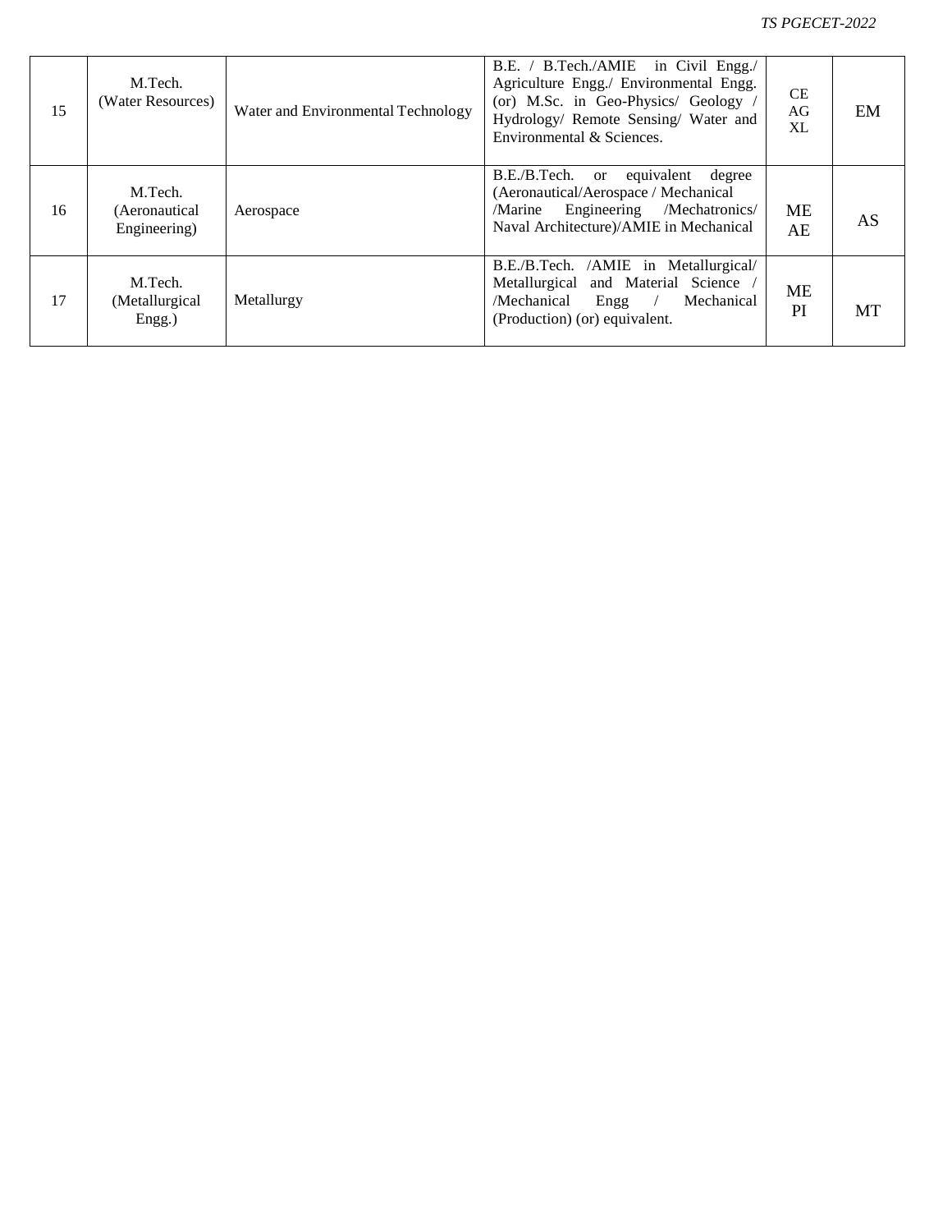| | | | | | |
|---|---|---|---|---|---|
| 15 | M.Tech. (Water Resources) | Water and Environmental Technology | B.E. / B.Tech./AMIE in Civil Engg./ Agriculture Engg./ Environmental Engg. (or) M.Sc. in Geo-Physics/ Geology / Hydrology/ Remote Sensing/ Water and Environmental & Sciences. | CE AG XL | EM |
| 16 | M.Tech. (Aeronautical Engineering) | Aerospace | B.E./B.Tech. or equivalent degree (Aeronautical/Aerospace / Mechanical /Marine Engineering /Mechatronics/ Naval Architecture)/AMIE in Mechanical | ME AE | AS |
| 17 | M.Tech. (Metallurgical Engg.) | Metallurgy | B.E./B.Tech. /AMIE in Metallurgical/ Metallurgical and Material Science / /Mechanical Engg / Mechanical (Production) (or) equivalent. | ME PI | MT |